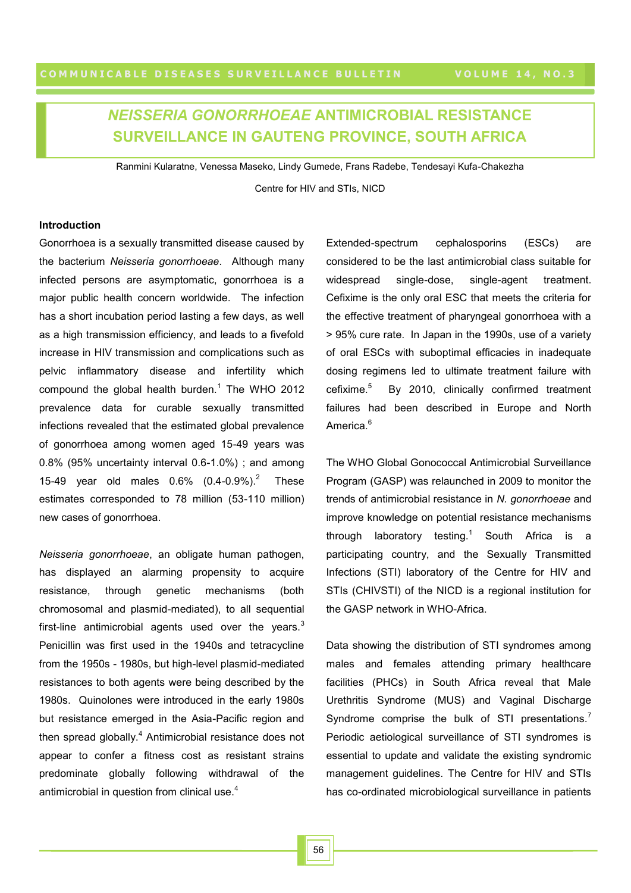# *NEISSERIA GONORRHOEAE* ANTIMICROBIAL RESISTANCE SURVEILLANCE IN GAUTENG PROVINCE, SOUTH AFRICA

Ranmini Kularatne, Venessa Maseko, Lindy Gumede, Frans Radebe, Tendesayi Kufa-Chakezha

Centre for HIV and STIs, NICD

### Introduction

Gonorrhoea is a sexually transmitted disease caused by the bacterium *Neisseria gonorrhoeae*. Although many infected persons are asymptomatic, gonorrhoea is a major public health concern worldwide. The infection has a short incubation period lasting a few days, as well as a high transmission efficiency, and leads to a fivefold increase in HIV transmission and complications such as pelvic inflammatory disease and infertility which compound the global health burden.[1] The WHO 2012 prevalence data for curable sexually transmitted infections revealed that the estimated global prevalence of gonorrhoea among women aged 15-49 years was 0.8% (95% uncertainty interval 0.6-1.0%) ; and among 15-49 year old males 0.6% (0.4-0.9%).[2] These estimates corresponded to 78 million (53-110 million) new cases of gonorrhoea.

*Neisseria gonorrhoeae*, an obligate human pathogen, has displayed an alarming propensity to acquire resistance, through genetic mechanisms (both chromosomal and plasmid-mediated), to all sequential first-line antimicrobial agents used over the years.[3] Penicillin was first used in the 1940s and tetracycline from the 1950s - 1980s, but high-level plasmid-mediated resistances to both agents were being described by the 1980s. Quinolones were introduced in the early 1980s but resistance emerged in the Asia-Pacific region and then spread globally.[4] Antimicrobial resistance does not appear to confer a fitness cost as resistant strains predominate globally following withdrawal of the antimicrobial in question from clinical use.[4]

Extended-spectrum cephalosporins (ESCs) are considered to be the last antimicrobial class suitable for widespread single-dose, single-agent treatment. Cefixime is the only oral ESC that meets the criteria for the effective treatment of pharyngeal gonorrhoea with a > 95% cure rate. In Japan in the 1990s, use of a variety of oral ESCs with suboptimal efficacies in inadequate dosing regimens led to ultimate treatment failure with cefixime.[5] By 2010, clinically confirmed treatment failures had been described in Europe and North America.[6]

The WHO Global Gonococcal Antimicrobial Surveillance Program (GASP) was relaunched in 2009 to monitor the trends of antimicrobial resistance in *N. gonorrhoeae* and improve knowledge on potential resistance mechanisms through laboratory testing.[1] South Africa is a participating country, and the Sexually Transmitted Infections (STI) laboratory of the Centre for HIV and STIs (CHIVSTI) of the NICD is a regional institution for the GASP network in WHO-Africa.

Data showing the distribution of STI syndromes among males and females attending primary healthcare facilities (PHCs) in South Africa reveal that Male Urethritis Syndrome (MUS) and Vaginal Discharge Syndrome comprise the bulk of STI presentations.[7] Periodic aetiological surveillance of STI syndromes is essential to update and validate the existing syndromic management guidelines. The Centre for HIV and STIs has co-ordinated microbiological surveillance in patients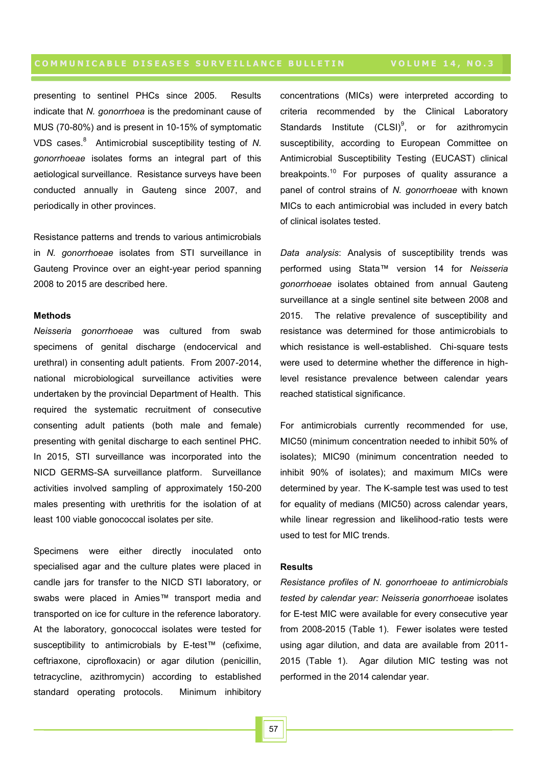presenting to sentinel PHCs since 2005. Results indicate that *N. gonorrhoea* is the predominant cause of MUS (70-80%) and is present in 10-15% of symptomatic VDS cases.[8] Antimicrobial susceptibility testing of *N. gonorrhoeae* isolates forms an integral part of this aetiological surveillance. Resistance surveys have been conducted annually in Gauteng since 2007, and periodically in other provinces.

Resistance patterns and trends to various antimicrobials in *N. gonorrhoeae* isolates from STI surveillance in Gauteng Province over an eight-year period spanning 2008 to 2015 are described here.

**Methods**

*Neisseria gonorrhoeae* was cultured from swab specimens of genital discharge (endocervical and urethral) in consenting adult patients. From 2007-2014, national microbiological surveillance activities were undertaken by the provincial Department of Health. This required the systematic recruitment of consecutive consenting adult patients (both male and female) presenting with genital discharge to each sentinel PHC. In 2015, STI surveillance was incorporated into the NICD GERMS-SA surveillance platform. Surveillance activities involved sampling of approximately 150-200 males presenting with urethritis for the isolation of at least 100 viable gonococcal isolates per site.

Specimens were either directly inoculated onto specialised agar and the culture plates were placed in candle jars for transfer to the NICD STI laboratory, or swabs were placed in Amies™ transport media and transported on ice for culture in the reference laboratory. At the laboratory, gonococcal isolates were tested for susceptibility to antimicrobials by E-test™ (cefixime, ceftriaxone, ciprofloxacin) or agar dilution (penicillin, tetracycline, azithromycin) according to established standard operating protocols. Minimum inhibitory concentrations (MICs) were interpreted according to criteria recommended by the Clinical Laboratory Standards Institute (CLSI)[9], or for azithromycin susceptibility, according to European Committee on Antimicrobial Susceptibility Testing (EUCAST) clinical breakpoints.[10] For purposes of quality assurance a panel of control strains of *N. gonorrhoeae* with known MICs to each antimicrobial was included in every batch of clinical isolates tested.

*Data analysis*: Analysis of susceptibility trends was performed using Stata™ version 14 for *Neisseria gonorrhoeae* isolates obtained from annual Gauteng surveillance at a single sentinel site between 2008 and 2015. The relative prevalence of susceptibility and resistance was determined for those antimicrobials to which resistance is well-established. Chi-square tests were used to determine whether the difference in high-level resistance prevalence between calendar years reached statistical significance.

For antimicrobials currently recommended for use, MIC50 (minimum concentration needed to inhibit 50% of isolates); MIC90 (minimum concentration needed to inhibit 90% of isolates); and maximum MICs were determined by year. The K-sample test was used to test for equality of medians (MIC50) across calendar years, while linear regression and likelihood-ratio tests were used to test for MIC trends.

**Results**

*Resistance profiles of N. gonorrhoeae to antimicrobials tested by calendar year: Neisseria gonorrhoeae* isolates for E-test MIC were available for every consecutive year from 2008-2015 (Table 1). Fewer isolates were tested using agar dilution, and data are available from 2011-2015 (Table 1). Agar dilution MIC testing was not performed in the 2014 calendar year.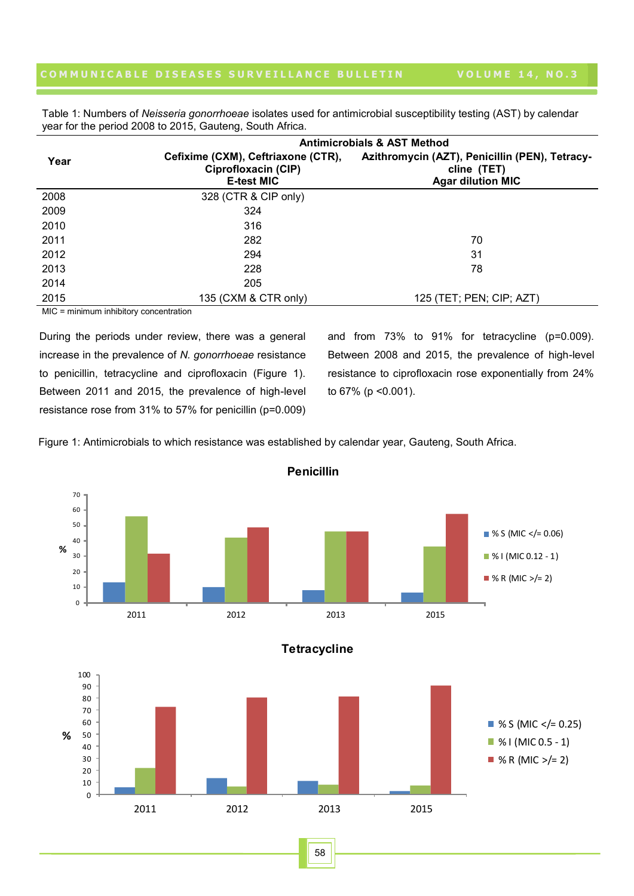Table 1: Numbers of *Neisseria gonorrhoeae* isolates used for antimicrobial susceptibility testing (AST) by calendar year for the period 2008 to 2015, Gauteng, South Africa.

| Year | Antimicrobials & AST Method | |
|---|---|---|
| | **Cefixime (CXM), Ceftriaxone (CTR), Ciprofloxacin (CIP) E-test MIC** | **Azithromycin (AZT), Penicillin (PEN), Tetracycline (TET) Agar dilution MIC** |
| 2008 | 328 (CTR & CIP only) | |
| 2009 | 324 | |
| 2010 | 316 | |
| 2011 | 282 | 70 |
| 2012 | 294 | 31 |
| 2013 | 228 | 78 |
| 2014 | 205 | |
| 2015 | 135 (CXM & CTR only) | 125 (TET; PEN; CIP; AZT) |

MIC = minimum inhibitory concentration

During the periods under review, there was a general increase in the prevalence of *N. gonorrhoeae* resistance to penicillin, tetracycline and ciprofloxacin (Figure 1). Between 2011 and 2015, the prevalence of high-level resistance rose from 31% to 57% for penicillin (p=0.009) and from 73% to 91% for tetracycline (p=0.009). Between 2008 and 2015, the prevalence of high-level resistance to ciprofloxacin rose exponentially from 24% to 67% (p <0.001).

Figure 1: Antimicrobials to which resistance was established by calendar year, Gauteng, South Africa.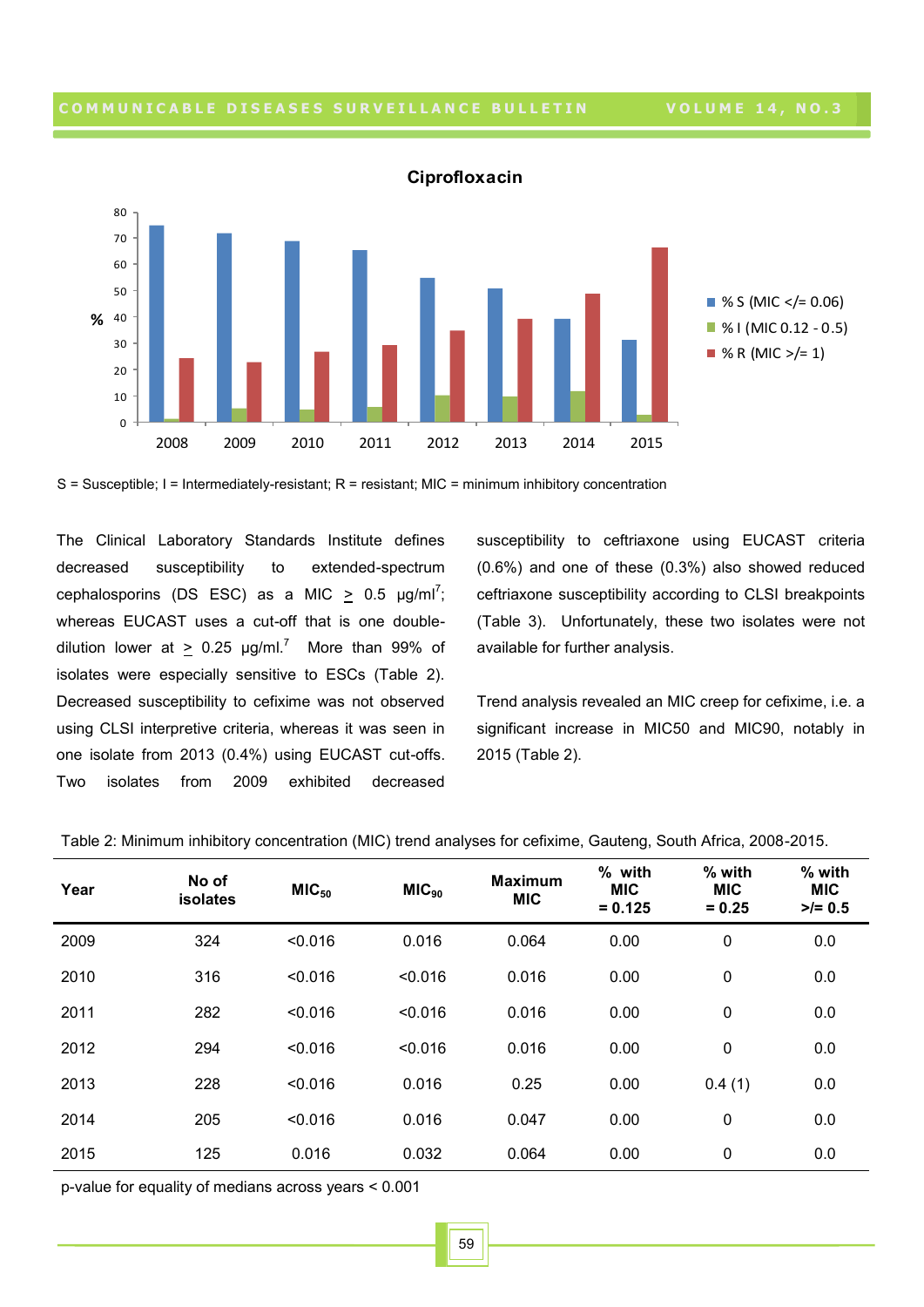**Ciprofloxacin**

S = Susceptible; I = Intermediately-resistant; R = resistant; MIC = minimum inhibitory concentration

The Clinical Laboratory Standards Institute defines decreased susceptibility to extended-spectrum cephalosporins (DS ESC) as a MIC $\geq$ 0.5 µg/ml[7]; whereas EUCAST uses a cut-off that is one double-dilution lower at $\geq$ 0.25 µg/ml.[7] More than 99% of isolates were especially sensitive to ESCs (Table 2). Decreased susceptibility to cefixime was not observed using CLSI interpretive criteria, whereas it was seen in one isolate from 2013 (0.4%) using EUCAST cut-offs. Two isolates from 2009 exhibited decreased susceptibility to ceftriaxone using EUCAST criteria (0.6%) and one of these (0.3%) also showed reduced ceftriaxone susceptibility according to CLSI breakpoints (Table 3). Unfortunately, these two isolates were not available for further analysis.

Trend analysis revealed an MIC creep for cefixime, i.e. a significant increase in MIC50 and MIC90, notably in 2015 (Table 2).

Table 2: Minimum inhibitory concentration (MIC) trend analyses for cefixime, Gauteng, South Africa, 2008-2015.

| Year | No of isolates | $MIC_{50}$ | $MIC_{90}$ | Maximum MIC | % with MIC = 0.125 | % with MIC = 0.25 | % with MIC >/= 0.5 |
|---|---|---|---|---|---|---|---|
| 2009 | 324 | <0.016 | 0.016 | 0.064 | 0.00 | 0 | 0.0 |
| 2010 | 316 | <0.016 | <0.016 | 0.016 | 0.00 | 0 | 0.0 |
| 2011 | 282 | <0.016 | <0.016 | 0.016 | 0.00 | 0 | 0.0 |
| 2012 | 294 | <0.016 | <0.016 | 0.016 | 0.00 | 0 | 0.0 |
| 2013 | 228 | <0.016 | 0.016 | 0.25 | 0.00 | 0.4 (1) | 0.0 |
| 2014 | 205 | <0.016 | 0.016 | 0.047 | 0.00 | 0 | 0.0 |
| 2015 | 125 | 0.016 | 0.032 | 0.064 | 0.00 | 0 | 0.0 |

p-value for equality of medians across years < 0.001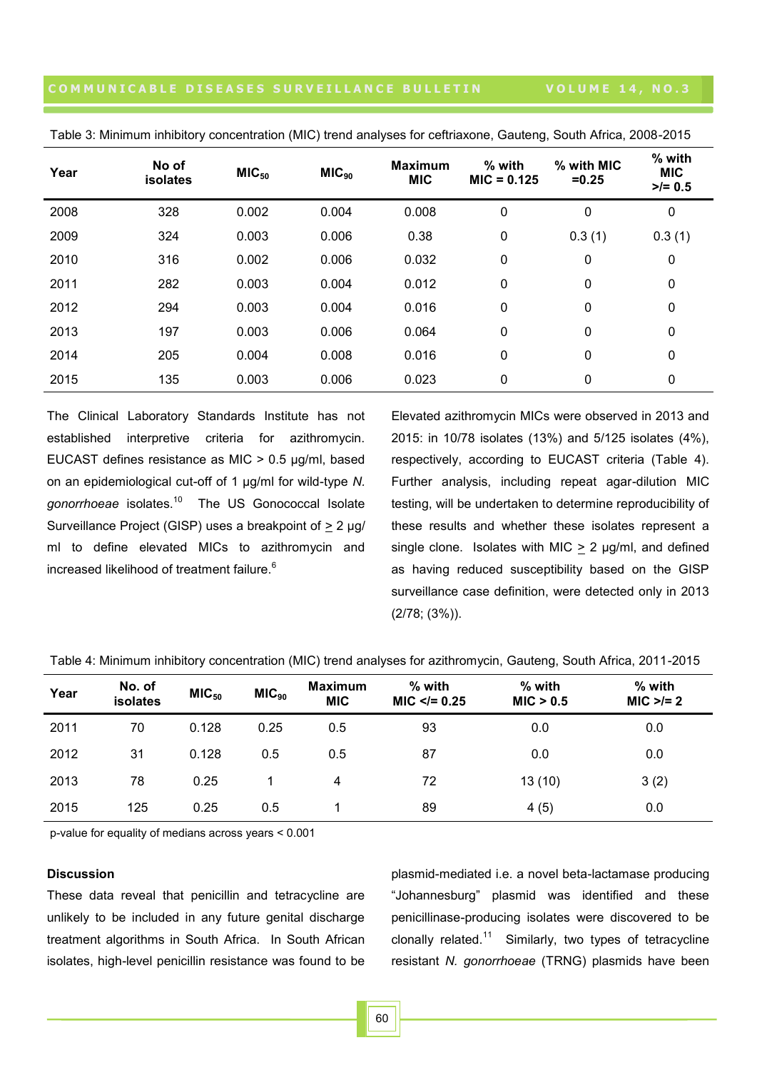Table 3: Minimum inhibitory concentration (MIC) trend analyses for ceftriaxone, Gauteng, South Africa, 2008-2015

| Year | No of isolates | $MIC_{50}$ | $MIC_{90}$ | Maximum MIC | % with MIC = 0.125 | % with MIC =0.25 | % with MIC >/= 0.5 |
|---|---|---|---|---|---|---|---|
| 2008 | 328 | 0.002 | 0.004 | 0.008 | 0 | 0 | 0 |
| 2009 | 324 | 0.003 | 0.006 | 0.38 | 0 | 0.3 (1) | 0.3 (1) |
| 2010 | 316 | 0.002 | 0.006 | 0.032 | 0 | 0 | 0 |
| 2011 | 282 | 0.003 | 0.004 | 0.012 | 0 | 0 | 0 |
| 2012 | 294 | 0.003 | 0.004 | 0.016 | 0 | 0 | 0 |
| 2013 | 197 | 0.003 | 0.006 | 0.064 | 0 | 0 | 0 |
| 2014 | 205 | 0.004 | 0.008 | 0.016 | 0 | 0 | 0 |
| 2015 | 135 | 0.003 | 0.006 | 0.023 | 0 | 0 | 0 |

The Clinical Laboratory Standards Institute has not established interpretive criteria for azithromycin. EUCAST defines resistance as MIC > 0.5 µg/ml, based on an epidemiological cut-off of 1 µg/ml for wild-type *N. gonorrhoeae* isolates.[10] The US Gonococcal Isolate Surveillance Project (GISP) uses a breakpoint of ≥ 2 µg/ml to define elevated MICs to azithromycin and increased likelihood of treatment failure.[6]

Elevated azithromycin MICs were observed in 2013 and 2015: in 10/78 isolates (13%) and 5/125 isolates (4%), respectively, according to EUCAST criteria (Table 4). Further analysis, including repeat agar-dilution MIC testing, will be undertaken to determine reproducibility of these results and whether these isolates represent a single clone. Isolates with MIC ≥ 2 µg/ml, and defined as having reduced susceptibility based on the GISP surveillance case definition, were detected only in 2013 (2/78; (3%)).

Table 4: Minimum inhibitory concentration (MIC) trend analyses for azithromycin, Gauteng, South Africa, 2011-2015

| Year | No. of isolates | $MIC_{50}$ | $MIC_{90}$ | Maximum MIC | % with MIC </= 0.25 | % with MIC > 0.5 | % with MIC >/= 2 |
|---|---|---|---|---|---|---|---|
| 2011 | 70 | 0.128 | 0.25 | 0.5 | 93 | 0.0 | 0.0 |
| 2012 | 31 | 0.128 | 0.5 | 0.5 | 87 | 0.0 | 0.0 |
| 2013 | 78 | 0.25 | 1 | 4 | 72 | 13 (10) | 3 (2) |
| 2015 | 125 | 0.25 | 0.5 | 1 | 89 | 4 (5) | 0.0 |

p-value for equality of medians across years < 0.001

### Discussion

These data reveal that penicillin and tetracycline are unlikely to be included in any future genital discharge treatment algorithms in South Africa. In South African isolates, high-level penicillin resistance was found to be plasmid-mediated i.e. a novel beta-lactamase producing "Johannesburg" plasmid was identified and these penicillinase-producing isolates were discovered to be clonally related.[11] Similarly, two types of tetracycline resistant *N. gonorrhoeae* (TRNG) plasmids have been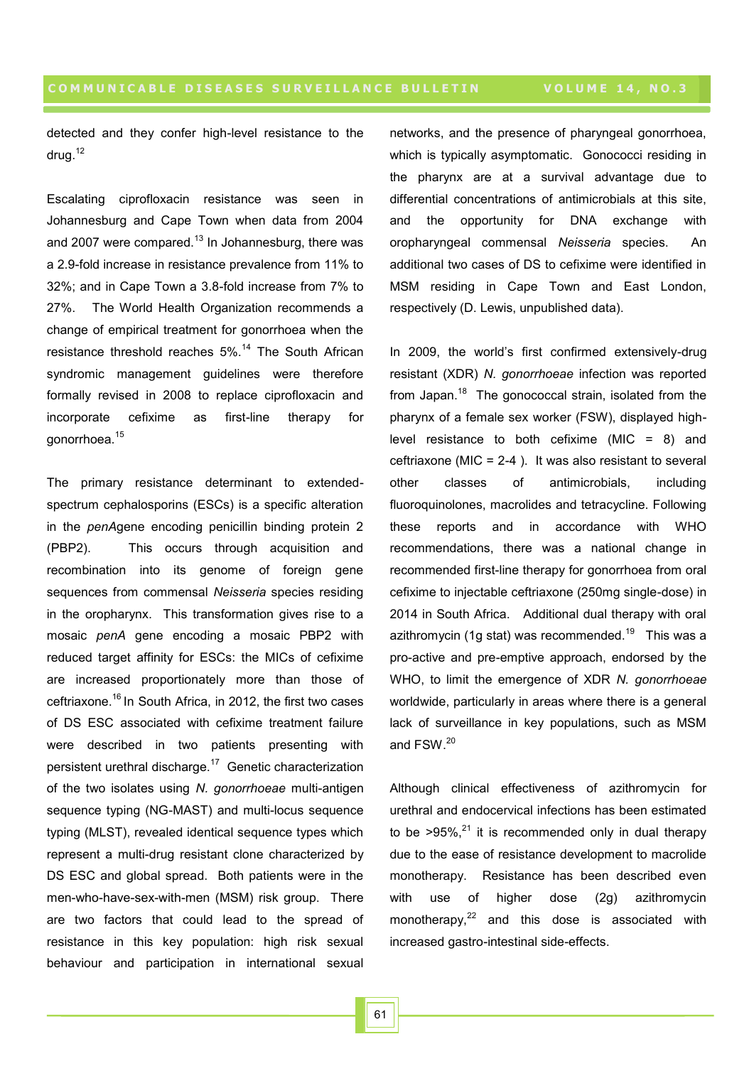detected and they confer high-level resistance to the drug.[12]

Escalating ciprofloxacin resistance was seen in Johannesburg and Cape Town when data from 2004 and 2007 were compared.[13] In Johannesburg, there was a 2.9-fold increase in resistance prevalence from 11% to 32%; and in Cape Town a 3.8-fold increase from 7% to 27%. The World Health Organization recommends a change of empirical treatment for gonorrhoea when the resistance threshold reaches 5%.[14] The South African syndromic management guidelines were therefore formally revised in 2008 to replace ciprofloxacin and incorporate cefixime as first-line therapy for gonorrhoea.[15]

The primary resistance determinant to extended-spectrum cephalosporins (ESCs) is a specific alteration in the *penA*gene encoding penicillin binding protein 2 (PBP2). This occurs through acquisition and recombination into its genome of foreign gene sequences from commensal *Neisseria* species residing in the oropharynx. This transformation gives rise to a mosaic *penA* gene encoding a mosaic PBP2 with reduced target affinity for ESCs: the MICs of cefixime are increased proportionately more than those of ceftriaxone.[16] In South Africa, in 2012, the first two cases of DS ESC associated with cefixime treatment failure were described in two patients presenting with persistent urethral discharge.[17] Genetic characterization of the two isolates using *N. gonorrhoeae* multi-antigen sequence typing (NG-MAST) and multi-locus sequence typing (MLST), revealed identical sequence types which represent a multi-drug resistant clone characterized by DS ESC and global spread. Both patients were in the men-who-have-sex-with-men (MSM) risk group. There are two factors that could lead to the spread of resistance in this key population: high risk sexual behaviour and participation in international sexual networks, and the presence of pharyngeal gonorrhoea, which is typically asymptomatic. Gonococci residing in the pharynx are at a survival advantage due to differential concentrations of antimicrobials at this site, and the opportunity for DNA exchange with oropharyngeal commensal *Neisseria* species. An additional two cases of DS to cefixime were identified in MSM residing in Cape Town and East London, respectively (D. Lewis, unpublished data).

In 2009, the world's first confirmed extensively-drug resistant (XDR) *N. gonorrhoeae* infection was reported from Japan.[18] The gonococcal strain, isolated from the pharynx of a female sex worker (FSW), displayed high-level resistance to both cefixime (MIC = 8) and ceftriaxone (MIC = 2-4 ). It was also resistant to several other classes of antimicrobials, including fluoroquinolones, macrolides and tetracycline. Following these reports and in accordance with WHO recommendations, there was a national change in recommended first-line therapy for gonorrhoea from oral cefixime to injectable ceftriaxone (250mg single-dose) in 2014 in South Africa. Additional dual therapy with oral azithromycin (1g stat) was recommended.[19] This was a pro-active and pre-emptive approach, endorsed by the WHO, to limit the emergence of XDR *N. gonorrhoeae* worldwide, particularly in areas where there is a general lack of surveillance in key populations, such as MSM and FSW.[20]

Although clinical effectiveness of azithromycin for urethral and endocervical infections has been estimated to be >95%,[21] it is recommended only in dual therapy due to the ease of resistance development to macrolide monotherapy. Resistance has been described even with use of higher dose (2g) azithromycin monotherapy,[22] and this dose is associated with increased gastro-intestinal side-effects.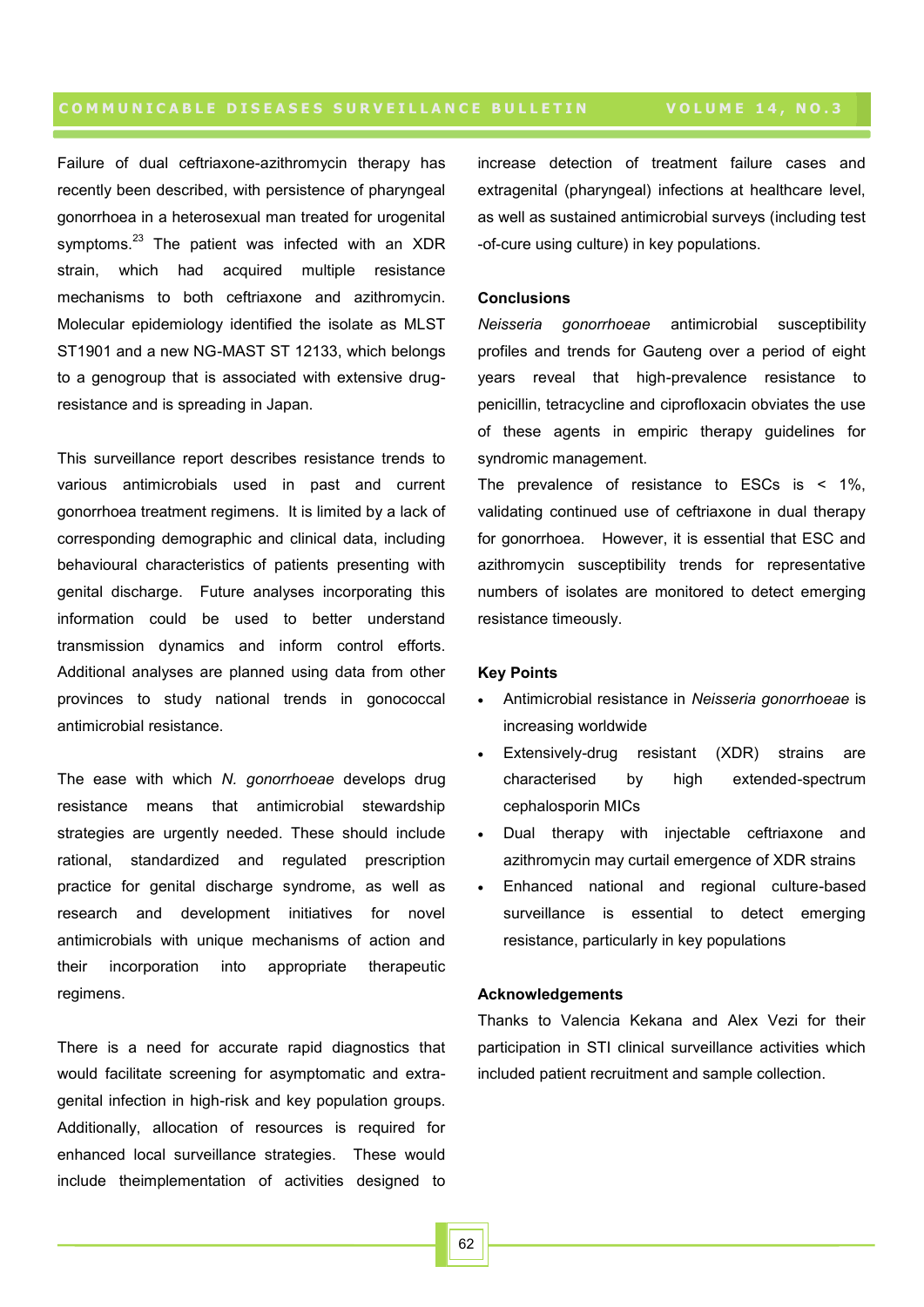Failure of dual ceftriaxone-azithromycin therapy has recently been described, with persistence of pharyngeal gonorrhoea in a heterosexual man treated for urogenital symptoms.[23] The patient was infected with an XDR strain, which had acquired multiple resistance mechanisms to both ceftriaxone and azithromycin. Molecular epidemiology identified the isolate as MLST ST1901 and a new NG-MAST ST 12133, which belongs to a genogroup that is associated with extensive drug-resistance and is spreading in Japan.

This surveillance report describes resistance trends to various antimicrobials used in past and current gonorrhoea treatment regimens. It is limited by a lack of corresponding demographic and clinical data, including behavioural characteristics of patients presenting with genital discharge. Future analyses incorporating this information could be used to better understand transmission dynamics and inform control efforts. Additional analyses are planned using data from other provinces to study national trends in gonococcal antimicrobial resistance.

The ease with which *N. gonorrhoeae* develops drug resistance means that antimicrobial stewardship strategies are urgently needed. These should include rational, standardized and regulated prescription practice for genital discharge syndrome, as well as research and development initiatives for novel antimicrobials with unique mechanisms of action and their incorporation into appropriate therapeutic regimens.

There is a need for accurate rapid diagnostics that would facilitate screening for asymptomatic and extra-genital infection in high-risk and key population groups. Additionally, allocation of resources is required for enhanced local surveillance strategies. These would include theimplementation of activities designed to increase detection of treatment failure cases and extragenital (pharyngeal) infections at healthcare level, as well as sustained antimicrobial surveys (including test-of-cure using culture) in key populations.

### Conclusions

*Neisseria gonorrhoeae* antimicrobial susceptibility profiles and trends for Gauteng over a period of eight years reveal that high-prevalence resistance to penicillin, tetracycline and ciprofloxacin obviates the use of these agents in empiric therapy guidelines for syndromic management.

The prevalence of resistance to ESCs is < 1%, validating continued use of ceftriaxone in dual therapy for gonorrhoea. However, it is essential that ESC and azithromycin susceptibility trends for representative numbers of isolates are monitored to detect emerging resistance timeously.

### Key Points

- Antimicrobial resistance in *Neisseria gonorrhoeae* is increasing worldwide
- Extensively-drug resistant (XDR) strains are characterised by high extended-spectrum cephalosporin MICs
- Dual therapy with injectable ceftriaxone and azithromycin may curtail emergence of XDR strains
- Enhanced national and regional culture-based surveillance is essential to detect emerging resistance, particularly in key populations

### Acknowledgements

Thanks to Valencia Kekana and Alex Vezi for their participation in STI clinical surveillance activities which included patient recruitment and sample collection.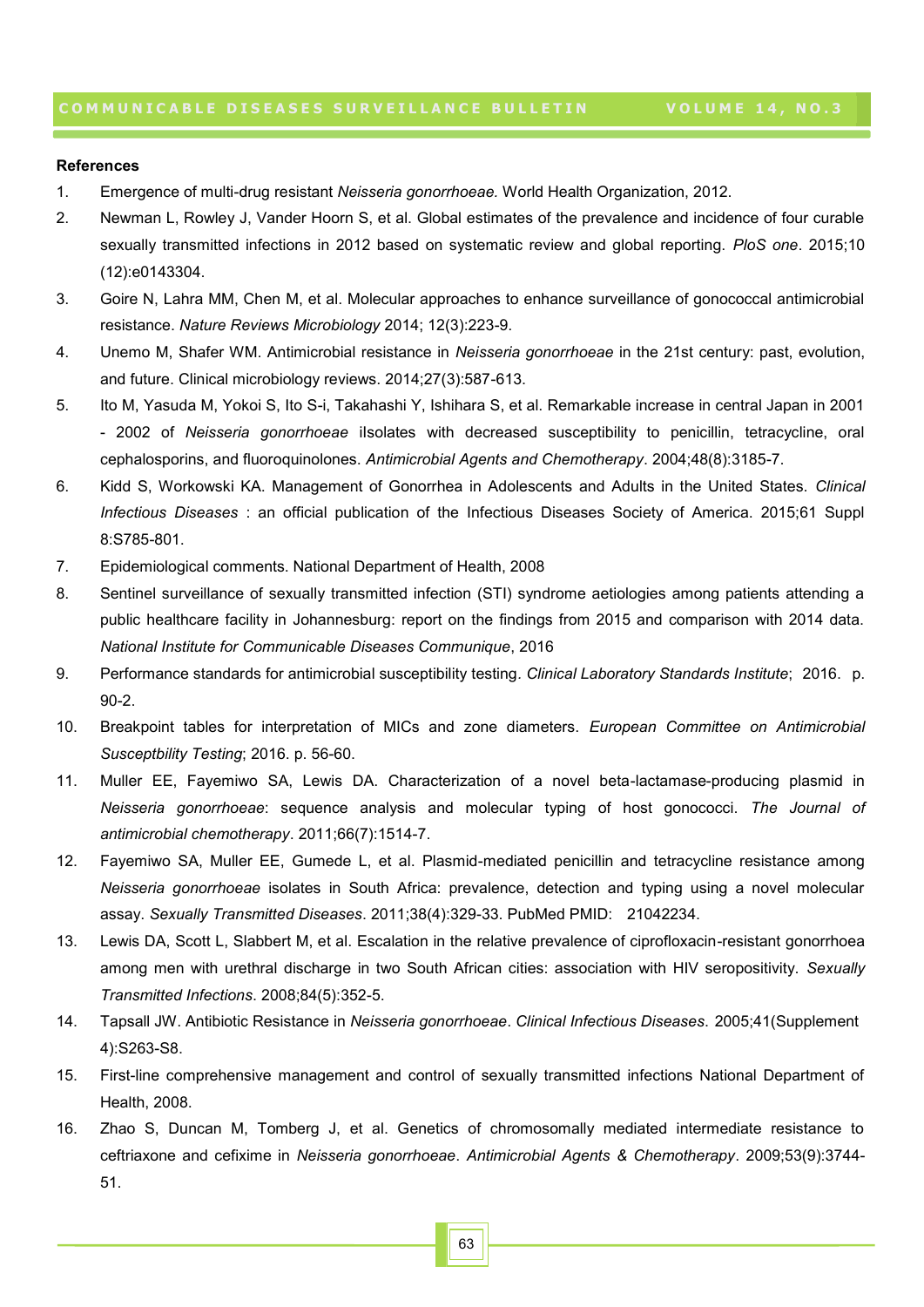**References**

1. Emergence of multi-drug resistant *Neisseria gonorrhoeae.* World Health Organization, 2012.
2. Newman L, Rowley J, Vander Hoorn S, et al. Global estimates of the prevalence and incidence of four curable sexually transmitted infections in 2012 based on systematic review and global reporting. *PloS one*. 2015;10 (12):e0143304.
3. Goire N, Lahra MM, Chen M, et al. Molecular approaches to enhance surveillance of gonococcal antimicrobial resistance. *Nature Reviews Microbiology* 2014; 12(3):223-9.
4. Unemo M, Shafer WM. Antimicrobial resistance in *Neisseria gonorrhoeae* in the 21st century: past, evolution, and future. Clinical microbiology reviews. 2014;27(3):587-613.
5. Ito M, Yasuda M, Yokoi S, Ito S-i, Takahashi Y, Ishihara S, et al. Remarkable increase in central Japan in 2001 - 2002 of *Neisseria gonorrhoeae* iIsolates with decreased susceptibility to penicillin, tetracycline, oral cephalosporins, and fluoroquinolones. *Antimicrobial Agents and Chemotherapy*. 2004;48(8):3185-7.
6. Kidd S, Workowski KA. Management of Gonorrhea in Adolescents and Adults in the United States. *Clinical Infectious Diseases* : an official publication of the Infectious Diseases Society of America. 2015;61 Suppl 8:S785-801.
7. Epidemiological comments. National Department of Health, 2008
8. Sentinel surveillance of sexually transmitted infection (STI) syndrome aetiologies among patients attending a public healthcare facility in Johannesburg: report on the findings from 2015 and comparison with 2014 data. *National Institute for Communicable Diseases Communique*, 2016
9. Performance standards for antimicrobial susceptibility testing. *Clinical Laboratory Standards Institute*; 2016. p. 90-2.
10. Breakpoint tables for interpretation of MICs and zone diameters. *European Committee on Antimicrobial Susceptbility Testing*; 2016. p. 56-60.
11. Muller EE, Fayemiwo SA, Lewis DA. Characterization of a novel beta-lactamase-producing plasmid in *Neisseria gonorrhoeae*: sequence analysis and molecular typing of host gonococci. *The Journal of antimicrobial chemotherapy*. 2011;66(7):1514-7.
12. Fayemiwo SA, Muller EE, Gumede L, et al. Plasmid-mediated penicillin and tetracycline resistance among *Neisseria gonorrhoeae* isolates in South Africa: prevalence, detection and typing using a novel molecular assay. *Sexually Transmitted Diseases*. 2011;38(4):329-33. PubMed PMID: 21042234.
13. Lewis DA, Scott L, Slabbert M, et al. Escalation in the relative prevalence of ciprofloxacin-resistant gonorrhoea among men with urethral discharge in two South African cities: association with HIV seropositivity. *Sexually Transmitted Infections*. 2008;84(5):352-5.
14. Tapsall JW. Antibiotic Resistance in *Neisseria gonorrhoeae*. *Clinical Infectious Diseases*. 2005;41(Supplement 4):S263-S8.
15. First-line comprehensive management and control of sexually transmitted infections National Department of Health, 2008.
16. Zhao S, Duncan M, Tomberg J, et al. Genetics of chromosomally mediated intermediate resistance to ceftriaxone and cefixime in *Neisseria gonorrhoeae*. *Antimicrobial Agents & Chemotherapy*. 2009;53(9):3744-51.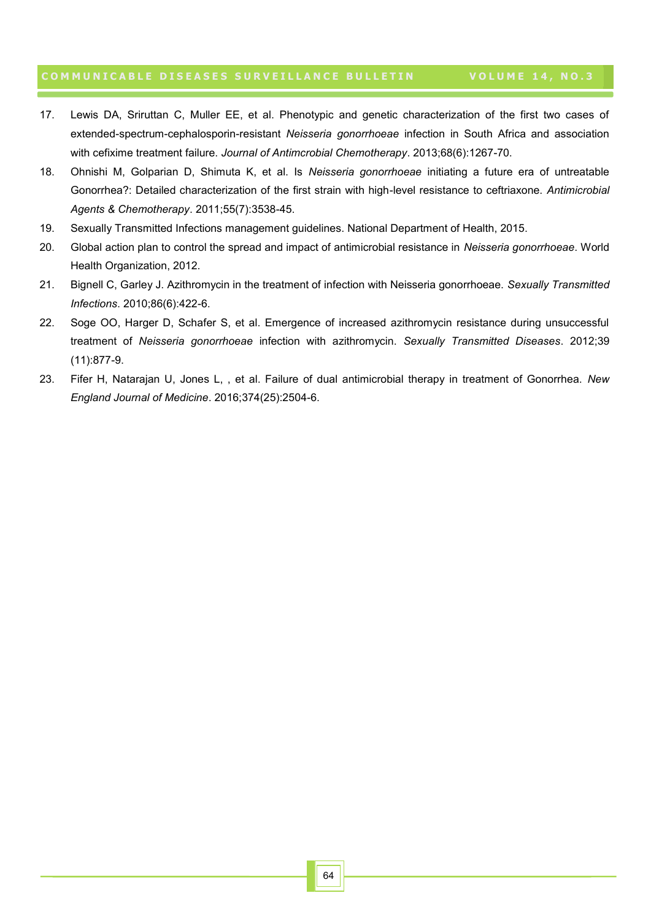17. Lewis DA, Sriruttan C, Muller EE, et al. Phenotypic and genetic characterization of the first two cases of extended-spectrum-cephalosporin-resistant *Neisseria gonorrhoeae* infection in South Africa and association with cefixime treatment failure. *Journal of Antimcrobial Chemotherapy*. 2013;68(6):1267-70.
18. Ohnishi M, Golparian D, Shimuta K, et al. Is *Neisseria gonorrhoeae* initiating a future era of untreatable Gonorrhea?: Detailed characterization of the first strain with high-level resistance to ceftriaxone. *Antimicrobial Agents & Chemotherapy*. 2011;55(7):3538-45.
19. Sexually Transmitted Infections management guidelines. National Department of Health, 2015.
20. Global action plan to control the spread and impact of antimicrobial resistance in *Neisseria gonorrhoeae*. World Health Organization, 2012.
21. Bignell C, Garley J. Azithromycin in the treatment of infection with Neisseria gonorrhoeae. *Sexually Transmitted Infections*. 2010;86(6):422-6.
22. Soge OO, Harger D, Schafer S, et al. Emergence of increased azithromycin resistance during unsuccessful treatment of *Neisseria gonorrhoeae* infection with azithromycin. *Sexually Transmitted Diseases*. 2012;39 (11):877-9.
23. Fifer H, Natarajan U, Jones L, , et al. Failure of dual antimicrobial therapy in treatment of Gonorrhea. *New England Journal of Medicine*. 2016;374(25):2504-6.